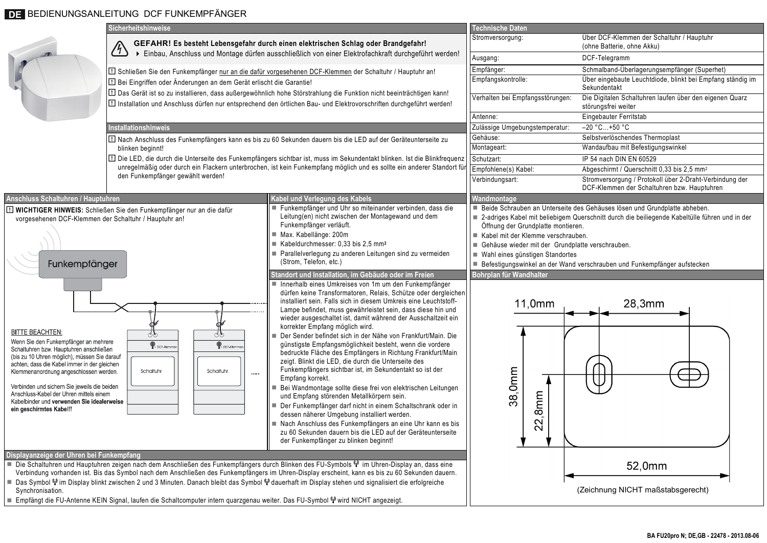# DE BEDIENUNGSANLEITUNG DCF FUNKEMPFÄNGER

## Sicherheitshinweise

**GEFAHR! Es besteht Lebensgefahr durch einen elektrischen Schlag oder Brandgefahr!**
- Einbau, Anschluss und Montage dürfen ausschließlich von einer Elektrofachkraft durchgeführt werden!

- Schließen Sie den Funkempfänger nur an die dafür vorgesehenen DCF-Klemmen der Schaltuhr / Hauptuhr an!
- Bei Eingriffen oder Änderungen an dem Gerät erlischt die Garantie!
- Das Gerät ist so zu installieren, dass außergewöhnlich hohe Störstrahlung die Funktion nicht beeinträchtigen kann!
- Installation und Anschluss dürfen nur entsprechend den örtlichen Bau- und Elektrovorschriften durchgeführt werden!

## Installationshinweis

- Nach Anschluss des Funkempfängers kann es bis zu 60 Sekunden dauern bis die LED auf der Geräteunterseite zu blinken beginnt!
- Die LED, die durch die Unterseite des Funkempfängers sichtbar ist, muss im Sekundentakt blinken. Ist die Blinkfrequenz unregelmäßig oder durch ein Flackern unterbrochen, ist kein Funkempfang möglich und es sollte ein anderer Standort für den Funkempfänger gewählt werden!

## Technische Daten

| | |
|---|---|
| Stromversorgung: | Über DCF-Klemmen der Schaltuhr / Hauptuhr (ohne Batterie, ohne Akku) |
| Ausgang: | DCF-Telegramm |
| Empfänger: | Schmalband-Überlagerungsempfänger (Superhet) |
| Empfangskontrolle: | Über eingebaute Leuchtdiode, blinkt bei Empfang ständig im Sekundentakt |
| Verhalten bei Empfangsstörungen: | Die Digitalen Schaltuhren laufen über den eigenen Quarz störungsfrei weiter |
| Antenne: | Eingebauter Ferritstab |
| Zulässige Umgebungstemperatur: | –20 °C…+50 °C |
| Gehäuse: | Selbstverlöschendes Thermoplast |
| Montageart: | Wandaufbau mit Befestigungswinkel |
| Schutzart: | IP 54 nach DIN EN 60529 |
| Empfohlene(s) Kabel: | Abgeschirmt / Querschnitt 0,33 bis 2,5 mm² |
| Verbindungsart: | Stromversorgung / Protokoll über 2-Draht-Verbindung der DCF-Klemmen der Schaltuhren bzw. Hauptuhren |

## Anschluss Schaltuhren / Hauptuhren

**WICHTIGER HINWEIS:** Schließen Sie den Funkempfänger nur an die dafür vorgesehenen DCF-Klemmen der Schaltuhr / Hauptuhr an!

Funkempfänger

DCF-Klemmen — Schaltuhr — DCF-Klemmen — Schaltuhr

BITTE BEACHTEN:

Wenn Sie den Funkempfänger an mehrere Schaltuhren bzw. Hauptuhren anschließen (bis zu 10 Uhren möglich), müssen Sie darauf achten, dass die Kabel immer in der gleichen Klemmenanordnung angeschlossen werden.

Verbinden und sichern Sie jeweils die beiden Anschluss-Kabel der Uhren mittels einem Kabelbinder und **verwenden Sie idealerweise ein geschirmtes Kabel!!**

## Kabel und Verlegung des Kabels

- Funkempfänger und Uhr so miteinander verbinden, dass die Leitung(en) nicht zwischen der Montagewand und dem Funkempfänger verläuft.
- Max. Kabellänge: 200m
- Kabeldurchmesser: 0,33 bis 2,5 mm²
- Parallelverlegung zu anderen Leitungen sind zu vermeiden (Strom, Telefon, etc.)

## Standort und Installation, im Gebäude oder im Freien

- Innerhalb eines Umkreises von 1m um den Funkempfänger dürfen keine Transformatoren, Relais, Schütze oder dergleichen installiert sein. Falls sich in diesem Umkreis eine Leuchtstoff-Lampe befindet, muss gewährleistet sein, dass diese hin und wieder ausgeschaltet ist, damit während der Ausschaltzeit ein korrekter Empfang möglich wird.
- Der Sender befindet sich in der Nähe von Frankfurt/Main. Die günstigste Empfangsmöglichkeit besteht, wenn die vordere bedruckte Fläche des Empfängers in Richtung Frankfurt/Main zeigt. Blinkt die LED, die durch die Unterseite des Funkempfängers sichtbar ist, im Sekundentakt so ist der Empfang korrekt.
- Bei Wandmontage sollte diese frei von elektrischen Leitungen und Empfang störenden Metallkörpern sein.
- Der Funkempfänger darf nicht in einem Schaltschrank oder in dessen näherer Umgebung installiert werden.
- Nach Anschluss des Funkempfängers an eine Uhr kann es bis zu 60 Sekunden dauern bis die LED auf der Geräteunterseite der Funkempfänger zu blinken beginnt!

## Wandmontage

- Beide Schrauben an Unterseite des Gehäuses lösen und Grundplatte abheben.
- 2-adriges Kabel mit beliebigem Querschnitt durch die beiliegende Kabeltülle führen und in der Öffnung der Grundplatte montieren.
- Kabel mit der Klemme verschrauben.
- Gehäuse wieder mit der Grundplatte verschrauben.
- Wahl eines günstigen Standortes
- Befestigungswinkel an der Wand verschrauben und Funkempfänger aufstecken

## Bohrplan für Wandhalter

11,0mm — 28,3mm — 38,0mm — 22,8mm — 52,0mm

(Zeichnung NICHT maßstabsgerecht)

## Displayanzeige der Uhren bei Funkempfang

- Die Schaltuhren und Hauptuhren zeigen nach dem Anschließen des Funkempfängers durch Blinken des FU-Symbols im Uhren-Display an, dass eine Verbindung vorhanden ist. Bis das Symbol nach dem Anschließen des Funkempfängers im Uhren-Display erscheint, kann es bis zu 60 Sekunden dauern.
- Das Symbol im Display blinkt zwischen 2 und 3 Minuten. Danach bleibt das Symbol dauerhaft im Display stehen und signalisiert die erfolgreiche Synchronisation.
- Empfängt die FU-Antenne KEIN Signal, laufen die Schaltcomputer intern quarzgenau weiter. Das FU-Symbol wird NICHT angezeigt.

BA FU20pro N; DE,GB - 22478 - 2013.08-06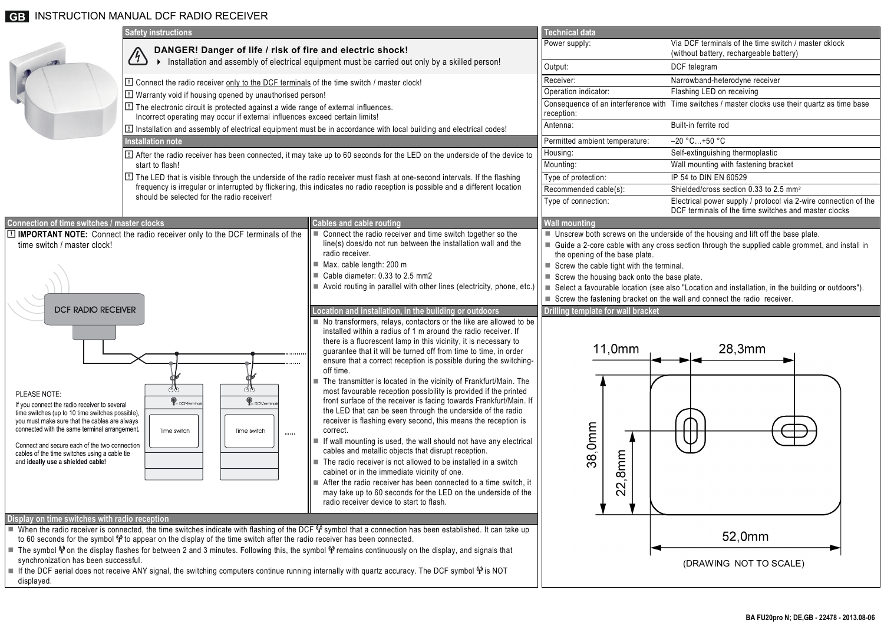# GB INSTRUCTION MANUAL DCF RADIO RECEIVER

## Safety instructions

**DANGER! Danger of life / risk of fire and electric shock!**

- Installation and assembly of electrical equipment must be carried out only by a skilled person!

! Connect the radio receiver only to the DCF terminals of the time switch / master clock!

! Warranty void if housing opened by unauthorised person!

! The electronic circuit is protected against a wide range of external influences. Incorrect operating may occur if external influences exceed certain limits!

! Installation and assembly of electrical equipment must be in accordance with local building and electrical codes!

## Installation note

! After the radio receiver has been connected, it may take up to 60 seconds for the LED on the underside of the device to start to flash!

! The LED that is visible through the underside of the radio receiver must flash at one-second intervals. If the flashing frequency is irregular or interrupted by flickering, this indicates no radio reception is possible and a different location should be selected for the radio receiver!

## Technical data

| | |
|---|---|
| Power supply: | Via DCF terminals of the time switch / master cklock (without battery, rechargeable battery) |
| Output: | DCF telegram |
| Receiver: | Narrowband-heterodyne receiver |
| Operation indicator: | Flashing LED on receiving |
| Consequence of an interference with reception: | Time switches / master clocks use their quartz as time base |
| Antenna: | Built-in ferrite rod |
| Permitted ambient temperature: | –20 °C…+50 °C |
| Housing: | Self-extinguishing thermoplastic |
| Mounting: | Wall mounting with fastening bracket |
| Type of protection: | IP 54 to DIN EN 60529 |
| Recommended cable(s): | Shielded/cross section 0.33 to 2.5 $mm^2$ |
| Type of connection: | Electrical power supply / protocol via 2-wire connection of the DCF terminals of the time switches and master clocks |

## Connection of time switches / master clocks

! **IMPORTANT NOTE:** Connect the radio receiver only to the DCF terminals of the time switch / master clock!

DCF RADIO RECEIVER

Time switch

Time switch

DCF-Terminals

PLEASE NOTE:

If you connect the radio receiver to several time switches (up to 10 time switches possible), you must make sure that the cables are always connected with the same terminal arrangement.

Connect and secure each of the two connection cables of the time switches using a cable tie and **ideally use a shielded cable!**

## Cables and cable routing

- Connect the radio receiver and time switch together so the line(s) does/do not run between the installation wall and the radio receiver.
- Max. cable length: 200 m
- Cable diameter: 0.33 to 2.5 mm2
- Avoid routing in parallel with other lines (electricity, phone, etc.)

## Location and installation, in the building or outdoors

- No transformers, relays, contactors or the like are allowed to be installed within a radius of 1 m around the radio receiver. If there is a fluorescent lamp in this vicinity, it is necessary to guarantee that it will be turned off from time to time, in order ensure that a correct reception is possible during the switching-off time.
- The transmitter is located in the vicinity of Frankfurt/Main. The most favourable reception possibility is provided if the printed front surface of the receiver is facing towards Frankfurt/Main. If the LED that can be seen through the underside of the radio receiver is flashing every second, this means the reception is correct.
- If wall mounting is used, the wall should not have any electrical cables and metallic objects that disrupt reception.
- The radio receiver is not allowed to be installed in a switch cabinet or in the immediate vicinity of one.
- After the radio receiver has been connected to a time switch, it may take up to 60 seconds for the LED on the underside of the radio receiver device to start to flash.

## Wall mounting

- Unscrew both screws on the underside of the housing and lift off the base plate.
- Guide a 2-core cable with any cross section through the supplied cable grommet, and install in the opening of the base plate.
- Screw the cable tight with the terminal.
- Screw the housing back onto the base plate.
- Select a favourable location (see also "Location and installation, in the building or outdoors").
- Screw the fastening bracket on the wall and connect the radio receiver.

## Drilling template for wall bracket

11,0mm

28,3mm

38,0mm

22,8mm

52,0mm

(DRAWING NOT TO SCALE)

## Display on time switches with radio reception

- When the radio receiver is connected, the time switches indicate with flashing of the DCF symbol that a connection has been established. It can take up to 60 seconds for the symbol to appear on the display of the time switch after the radio receiver has been connected.
- The symbol on the display flashes for between 2 and 3 minutes. Following this, the symbol remains continuously on the display, and signals that synchronization has been successful.
- If the DCF aerial does not receive ANY signal, the switching computers continue running internally with quartz accuracy. The DCF symbol is NOT displayed.

BA FU20pro N; DE,GB - 22478 - 2013.08-06